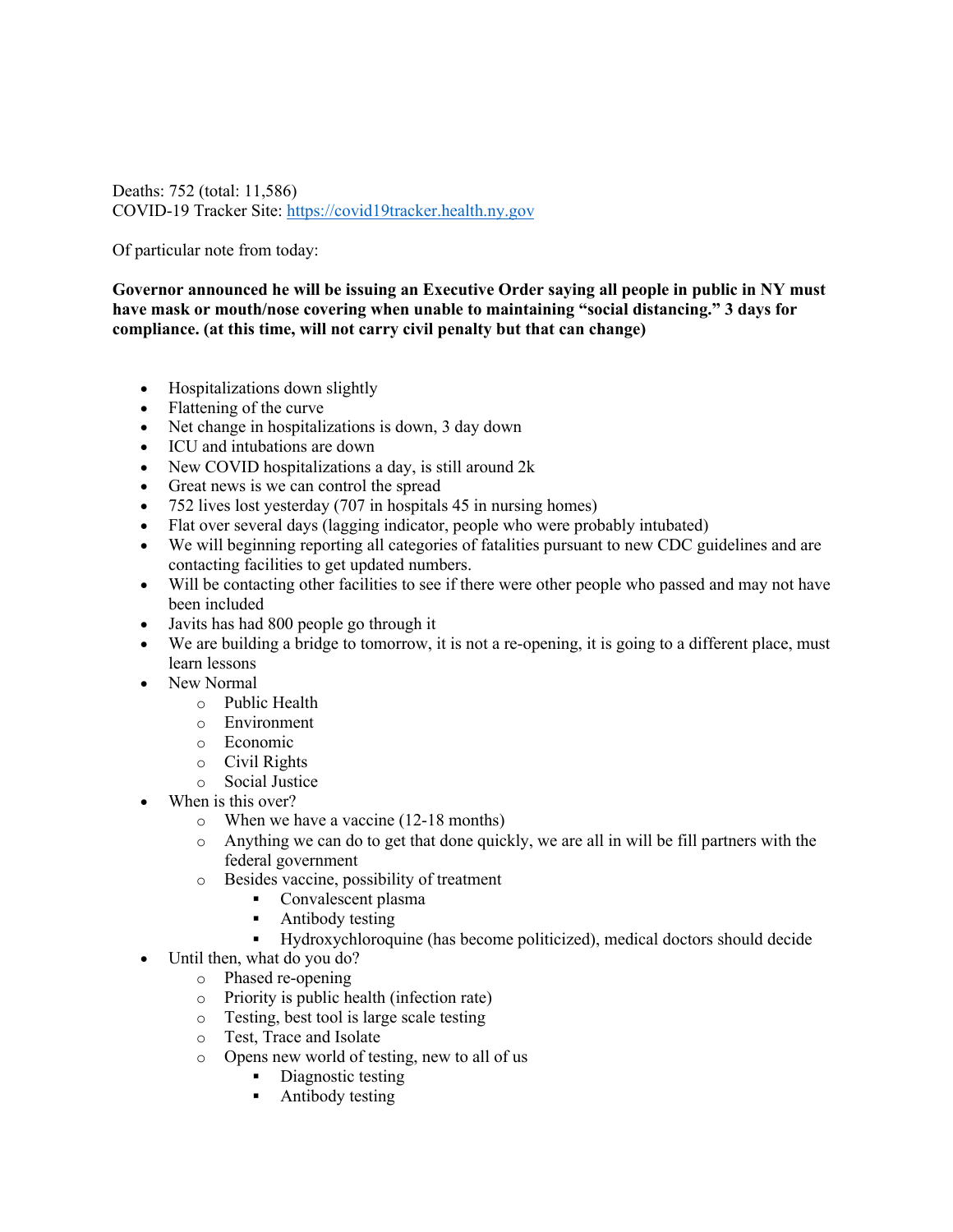Deaths: 752 (total: 11,586)
COVID-19 Tracker Site: [https://covid19tracker.health.ny.gov](https://covid19tracker.health.ny.gov)

Of particular note from today:

**Governor announced he will be issuing an Executive Order saying all people in public in NY must have mask or mouth/nose covering when unable to maintaining "social distancing." 3 days for compliance. (at this time, will not carry civil penalty but that can change)**

- Hospitalizations down slightly
- Flattening of the curve
- Net change in hospitalizations is down, 3 day down
- ICU and intubations are down
- New COVID hospitalizations a day, is still around 2k
- Great news is we can control the spread
- 752 lives lost yesterday (707 in hospitals 45 in nursing homes)
- Flat over several days (lagging indicator, people who were probably intubated)
- We will beginning reporting all categories of fatalities pursuant to new CDC guidelines and are contacting facilities to get updated numbers.
- Will be contacting other facilities to see if there were other people who passed and may not have been included
- Javits has had 800 people go through it
- We are building a bridge to tomorrow, it is not a re-opening, it is going to a different place, must learn lessons
- New Normal
  - Public Health
  - Environment
  - Economic
  - Civil Rights
  - Social Justice
- When is this over?
  - When we have a vaccine (12-18 months)
  - Anything we can do to get that done quickly, we are all in will be fill partners with the federal government
  - Besides vaccine, possibility of treatment
    - Convalescent plasma
    - Antibody testing
    - Hydroxychloroquine (has become politicized), medical doctors should decide
- Until then, what do you do?
  - Phased re-opening
  - Priority is public health (infection rate)
  - Testing, best tool is large scale testing
  - Test, Trace and Isolate
  - Opens new world of testing, new to all of us
    - Diagnostic testing
    - Antibody testing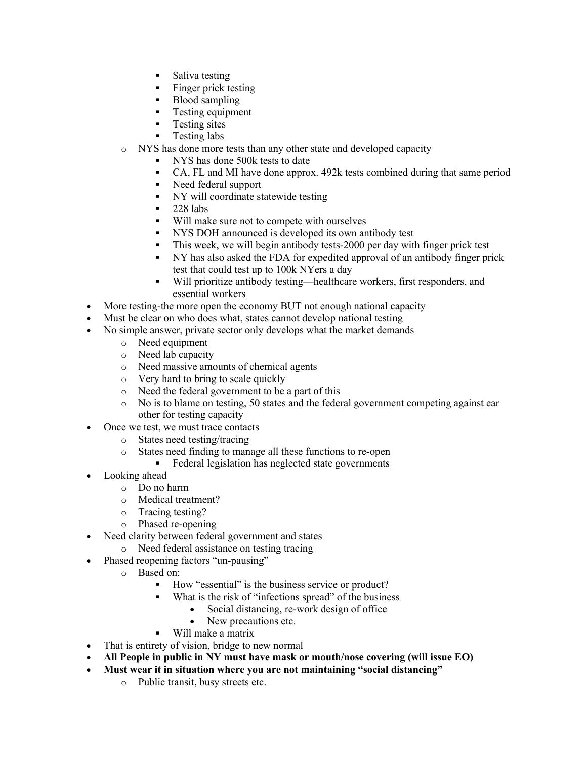- Saliva testing
        - Finger prick testing
        - Blood sampling
        - Testing equipment
        - Testing sites
        - Testing labs
    - NYS has done more tests than any other state and developed capacity
        - NYS has done 500k tests to date
        - CA, FL and MI have done approx. 492k tests combined during that same period
        - Need federal support
        - NY will coordinate statewide testing
        - 228 labs
        - Will make sure not to compete with ourselves
        - NYS DOH announced is developed its own antibody test
        - This week, we will begin antibody tests-2000 per day with finger prick test
        - NY has also asked the FDA for expedited approval of an antibody finger prick test that could test up to 100k NYers a day
        - Will prioritize antibody testing—healthcare workers, first responders, and essential workers
- More testing-the more open the economy BUT not enough national capacity
- Must be clear on who does what, states cannot develop national testing
- No simple answer, private sector only develops what the market demands
    - Need equipment
    - Need lab capacity
    - Need massive amounts of chemical agents
    - Very hard to bring to scale quickly
    - Need the federal government to be a part of this
    - No is to blame on testing, 50 states and the federal government competing against ear other for testing capacity
- Once we test, we must trace contacts
    - States need testing/tracing
    - States need finding to manage all these functions to re-open
        - Federal legislation has neglected state governments
- Looking ahead
    - Do no harm
    - Medical treatment?
    - Tracing testing?
    - Phased re-opening
- Need clarity between federal government and states
    - Need federal assistance on testing tracing
- Phased reopening factors "un-pausing"
    - Based on:
        - How "essential" is the business service or product?
        - What is the risk of "infections spread" of the business
            - Social distancing, re-work design of office
            - New precautions etc.
        - Will make a matrix
- That is entirety of vision, bridge to new normal
- **All People in public in NY must have mask or mouth/nose covering (will issue EO)**
- **Must wear it in situation where you are not maintaining "social distancing"**
    - Public transit, busy streets etc.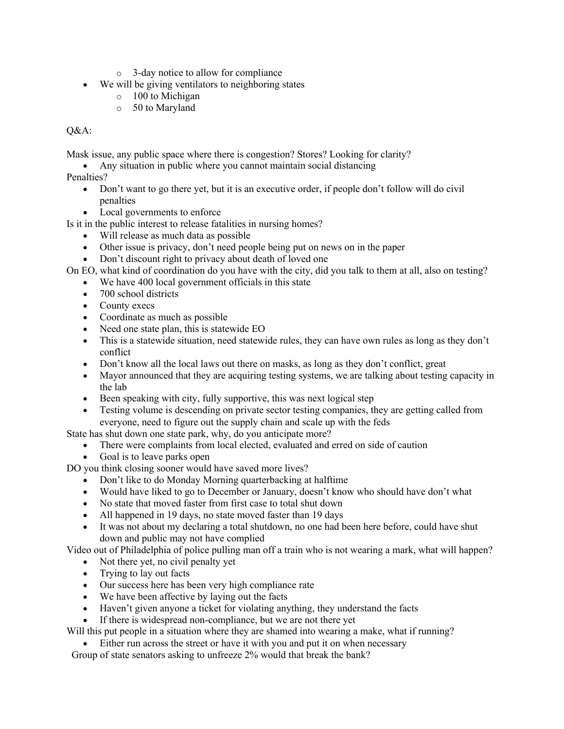- 3-day notice to allow for compliance
- We will be giving ventilators to neighboring states
    - 100 to Michigan
    - 50 to Maryland

Q&A:

Mask issue, any public space where there is congestion? Stores? Looking for clarity?
- Any situation in public where you cannot maintain social distancing

Penalties?
- Don't want to go there yet, but it is an executive order, if people don't follow will do civil penalties
- Local governments to enforce

Is it in the public interest to release fatalities in nursing homes?
- Will release as much data as possible
- Other issue is privacy, don't need people being put on news on in the paper
- Don't discount right to privacy about death of loved one

On EO, what kind of coordination do you have with the city, did you talk to them at all, also on testing?
- We have 400 local government officials in this state
- 700 school districts
- County execs
- Coordinate as much as possible
- Need one state plan, this is statewide EO
- This is a statewide situation, need statewide rules, they can have own rules as long as they don't conflict
- Don't know all the local laws out there on masks, as long as they don't conflict, great
- Mayor announced that they are acquiring testing systems, we are talking about testing capacity in the lab
- Been speaking with city, fully supportive, this was next logical step
- Testing volume is descending on private sector testing companies, they are getting called from everyone, need to figure out the supply chain and scale up with the feds

State has shut down one state park, why, do you anticipate more?
- There were complaints from local elected, evaluated and erred on side of caution
- Goal is to leave parks open

DO you think closing sooner would have saved more lives?
- Don't like to do Monday Morning quarterbacking at halftime
- Would have liked to go to December or January, doesn't know who should have don't what
- No state that moved faster from first case to total shut down
- All happened in 19 days, no state moved faster than 19 days
- It was not about my declaring a total shutdown, no one had been here before, could have shut down and public may not have complied

Video out of Philadelphia of police pulling man off a train who is not wearing a mark, what will happen?
- Not there yet, no civil penalty yet
- Trying to lay out facts
- Our success here has been very high compliance rate
- We have been affective by laying out the facts
- Haven't given anyone a ticket for violating anything, they understand the facts
- If there is widespread non-compliance, but we are not there yet

Will this put people in a situation where they are shamed into wearing a make, what if running?
- Either run across the street or have it with you and put it on when necessary

Group of state senators asking to unfreeze 2% would that break the bank?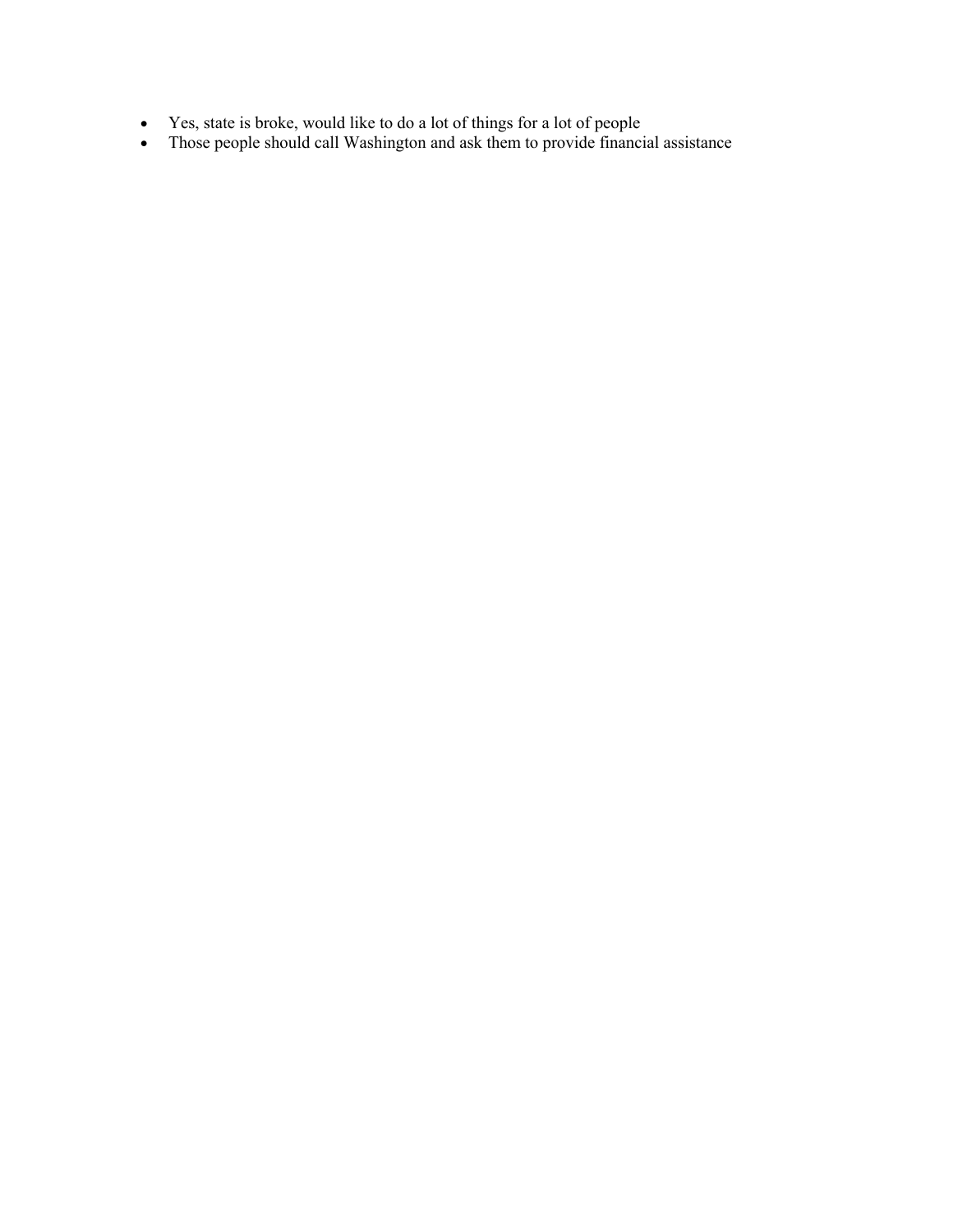- Yes, state is broke, would like to do a lot of things for a lot of people
- Those people should call Washington and ask them to provide financial assistance